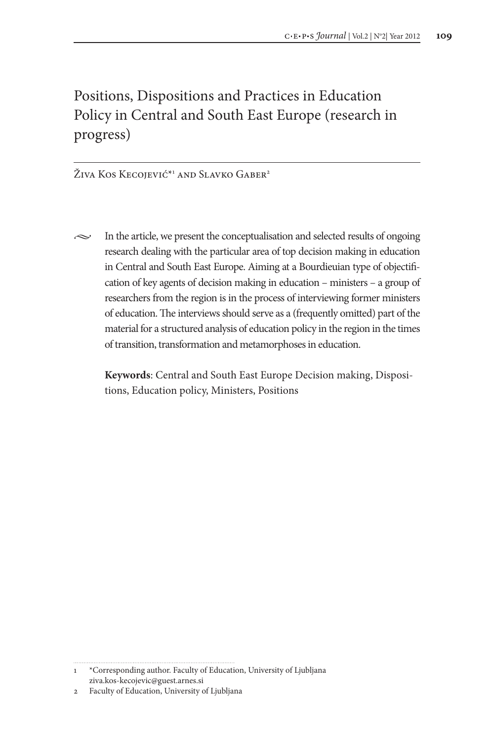# Positions, Dispositions and Practices in Education Policy in Central and South East Europe (research in progress)

Živa Kos Kecojević*[1] and Slavko Gaber[2]

In the article, we present the conceptualisation and selected results of ongoing research dealing with the particular area of top decision making in education in Central and South East Europe. Aiming at a Bourdieuian type of objectification of key agents of decision making in education – ministers – a group of researchers from the region is in the process of interviewing former ministers of education. The interviews should serve as a (frequently omitted) part of the material for a structured analysis of education policy in the region in the times of transition, transformation and metamorphoses in education.

**Keywords**: Central and South East Europe Decision making, Dispositions, Education policy, Ministers, Positions

---

1 *Corresponding author. Faculty of Education, University of Ljubljana ziva.kos-kecojevic@guest.arnes.si

2 Faculty of Education, University of Ljubljana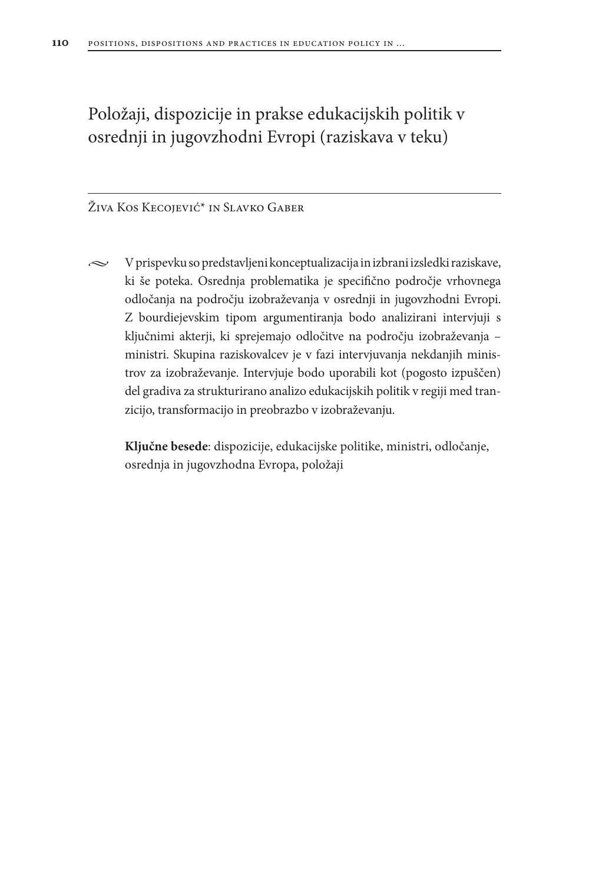# Položaji, dispozicije in prakse edukacijskih politik v osrednji in jugovzhodni Evropi (raziskava v teku)

Živa Kos Kecojević* in Slavko Gaber

V prispevku so predstavljeni konceptualizacija in izbrani izsledki raziskave, ki še poteka. Osrednja problematika je specifično področje vrhovnega odločanja na področju izobraževanja v osrednji in jugovzhodni Evropi. Z bourdiejevskim tipom argumentiranja bodo analizirani intervjuji s ključnimi akterji, ki sprejemajo odločitve na področju izobraževanja – ministri. Skupina raziskovalcev je v fazi intervjuvanja nekdanjih ministrov za izobraževanje. Intervjuje bodo uporabili kot (pogosto izpuščen) del gradiva za strukturirano analizo edukacijskih politik v regiji med tranzicijo, transformacijo in preobrazbo v izobraževanju.

**Ključne besede**: dispozicije, edukacijske politike, ministri, odločanje, osrednja in jugovzhodna Evropa, položaji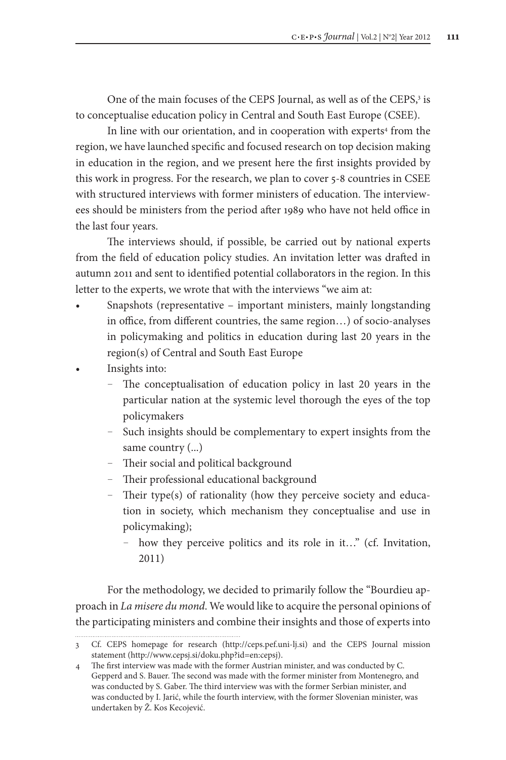One of the main focuses of the CEPS Journal, as well as of the CEPS,[3] is to conceptualise education policy in Central and South East Europe (CSEE).

In line with our orientation, and in cooperation with experts[4] from the region, we have launched specific and focused research on top decision making in education in the region, and we present here the first insights provided by this work in progress. For the research, we plan to cover 5-8 countries in CSEE with structured interviews with former ministers of education. The interviewees should be ministers from the period after 1989 who have not held office in the last four years.

The interviews should, if possible, be carried out by national experts from the field of education policy studies. An invitation letter was drafted in autumn 2011 and sent to identified potential collaborators in the region. In this letter to the experts, we wrote that with the interviews "we aim at:

- Snapshots (representative – important ministers, mainly longstanding in office, from different countries, the same region…) of socio-analyses in policymaking and politics in education during last 20 years in the region(s) of Central and South East Europe
- Insights into:
  - The conceptualisation of education policy in last 20 years in the particular nation at the systemic level thorough the eyes of the top policymakers
  - Such insights should be complementary to expert insights from the same country (...)
  - Their social and political background
  - Their professional educational background
  - Their type(s) of rationality (how they perceive society and education in society, which mechanism they conceptualise and use in policymaking);
    - how they perceive politics and its role in it…" (cf. Invitation, 2011)

For the methodology, we decided to primarily follow the "Bourdieu approach in *La misere du mond*. We would like to acquire the personal opinions of the participating ministers and combine their insights and those of experts into

---

3 Cf. CEPS homepage for research (http://ceps.pef.uni-lj.si) and the CEPS Journal mission statement (http://www.cepsj.si/doku.php?id=en:cepsj).

4 The first interview was made with the former Austrian minister, and was conducted by C. Gepperd and S. Bauer. The second was made with the former minister from Montenegro, and was conducted by S. Gaber. The third interview was with the former Serbian minister, and was conducted by I. Jarić, while the fourth interview, with the former Slovenian minister, was undertaken by Ž. Kos Kecojević.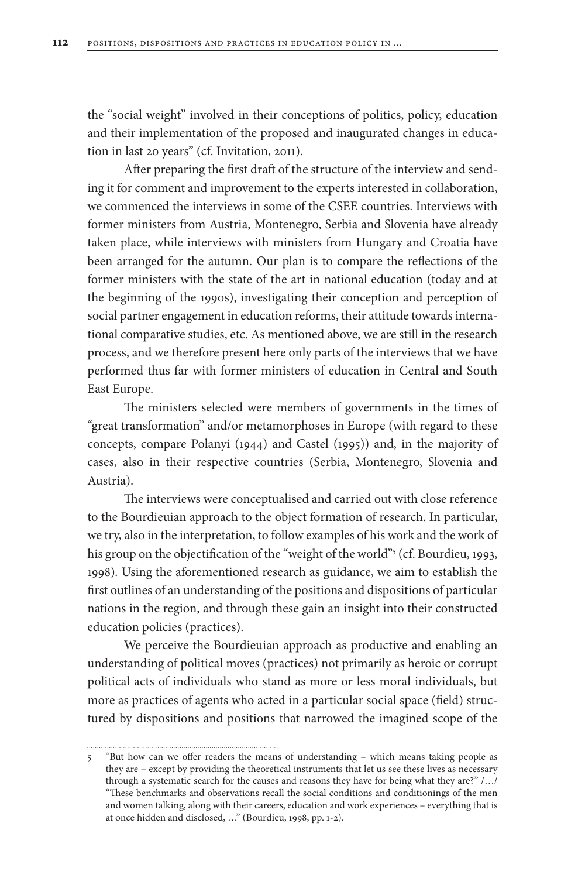the "social weight" involved in their conceptions of politics, policy, education and their implementation of the proposed and inaugurated changes in education in last 20 years" (cf. Invitation, 2011).

After preparing the first draft of the structure of the interview and sending it for comment and improvement to the experts interested in collaboration, we commenced the interviews in some of the CSEE countries. Interviews with former ministers from Austria, Montenegro, Serbia and Slovenia have already taken place, while interviews with ministers from Hungary and Croatia have been arranged for the autumn. Our plan is to compare the reflections of the former ministers with the state of the art in national education (today and at the beginning of the 1990s), investigating their conception and perception of social partner engagement in education reforms, their attitude towards international comparative studies, etc. As mentioned above, we are still in the research process, and we therefore present here only parts of the interviews that we have performed thus far with former ministers of education in Central and South East Europe.

The ministers selected were members of governments in the times of "great transformation" and/or metamorphoses in Europe (with regard to these concepts, compare Polanyi (1944) and Castel (1995)) and, in the majority of cases, also in their respective countries (Serbia, Montenegro, Slovenia and Austria).

The interviews were conceptualised and carried out with close reference to the Bourdieuian approach to the object formation of research. In particular, we try, also in the interpretation, to follow examples of his work and the work of his group on the objectification of the "weight of the world"[5] (cf. Bourdieu, 1993, 1998). Using the aforementioned research as guidance, we aim to establish the first outlines of an understanding of the positions and dispositions of particular nations in the region, and through these gain an insight into their constructed education policies (practices).

We perceive the Bourdieuian approach as productive and enabling an understanding of political moves (practices) not primarily as heroic or corrupt political acts of individuals who stand as more or less moral individuals, but more as practices of agents who acted in a particular social space (field) structured by dispositions and positions that narrowed the imagined scope of the

5 "But how can we offer readers the means of understanding – which means taking people as they are – except by providing the theoretical instruments that let us see these lives as necessary through a systematic search for the causes and reasons they have for being what they are?" /…/ "These benchmarks and observations recall the social conditions and conditionings of the men and women talking, along with their careers, education and work experiences – everything that is at once hidden and disclosed, …" (Bourdieu, 1998, pp. 1-2).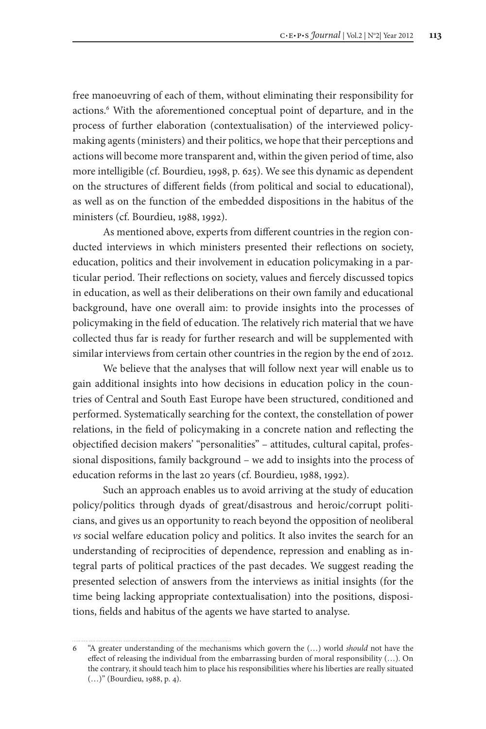free manoeuvring of each of them, without eliminating their responsibility for actions.[6] With the aforementioned conceptual point of departure, and in the process of further elaboration (contextualisation) of the interviewed policymaking agents (ministers) and their politics, we hope that their perceptions and actions will become more transparent and, within the given period of time, also more intelligible (cf. Bourdieu, 1998, p. 625). We see this dynamic as dependent on the structures of different fields (from political and social to educational), as well as on the function of the embedded dispositions in the habitus of the ministers (cf. Bourdieu, 1988, 1992).

As mentioned above, experts from different countries in the region conducted interviews in which ministers presented their reflections on society, education, politics and their involvement in education policymaking in a particular period. Their reflections on society, values and fiercely discussed topics in education, as well as their deliberations on their own family and educational background, have one overall aim: to provide insights into the processes of policymaking in the field of education. The relatively rich material that we have collected thus far is ready for further research and will be supplemented with similar interviews from certain other countries in the region by the end of 2012.

We believe that the analyses that will follow next year will enable us to gain additional insights into how decisions in education policy in the countries of Central and South East Europe have been structured, conditioned and performed. Systematically searching for the context, the constellation of power relations, in the field of policymaking in a concrete nation and reflecting the objectified decision makers' "personalities" – attitudes, cultural capital, professional dispositions, family background – we add to insights into the process of education reforms in the last 20 years (cf. Bourdieu, 1988, 1992).

Such an approach enables us to avoid arriving at the study of education policy/politics through dyads of great/disastrous and heroic/corrupt politicians, and gives us an opportunity to reach beyond the opposition of neoliberal *vs* social welfare education policy and politics. It also invites the search for an understanding of reciprocities of dependence, repression and enabling as integral parts of political practices of the past decades. We suggest reading the presented selection of answers from the interviews as initial insights (for the time being lacking appropriate contextualisation) into the positions, dispositions, fields and habitus of the agents we have started to analyse.

---

6 "A greater understanding of the mechanisms which govern the (…) world *should* not have the effect of releasing the individual from the embarrassing burden of moral responsibility (…). On the contrary, it should teach him to place his responsibilities where his liberties are really situated (…)" (Bourdieu, 1988, p. 4).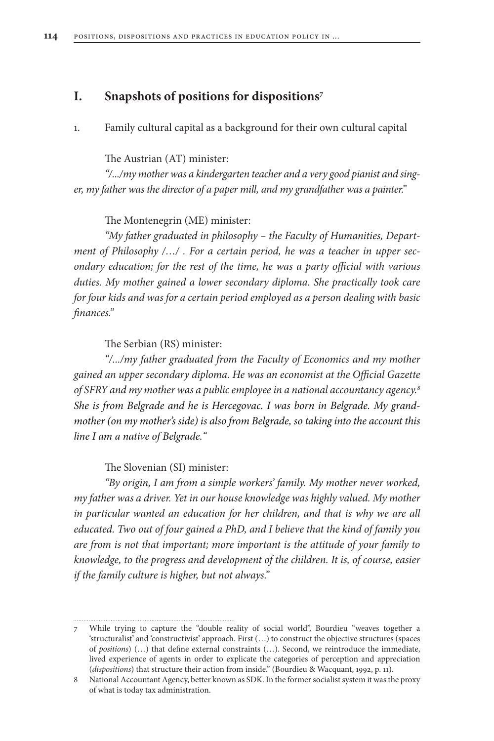## I. Snapshots of positions for dispositions[7]

1. Family cultural capital as a background for their own cultural capital

The Austrian (AT) minister:

*"/.../my mother was a kindergarten teacher and a very good pianist and singer, my father was the director of a paper mill, and my grandfather was a painter."*

The Montenegrin (ME) minister:

*"My father graduated in philosophy – the Faculty of Humanities, Department of Philosophy /…/ . For a certain period, he was a teacher in upper secondary education; for the rest of the time, he was a party official with various duties. My mother gained a lower secondary diploma. She practically took care for four kids and was for a certain period employed as a person dealing with basic finances."*

The Serbian (RS) minister:

*"/.../my father graduated from the Faculty of Economics and my mother gained an upper secondary diploma. He was an economist at the Official Gazette of SFRY and my mother was a public employee in a national accountancy agency.[8] She is from Belgrade and he is Hercegovac. I was born in Belgrade. My grandmother (on my mother's side) is also from Belgrade, so taking into the account this line I am a native of Belgrade."*

The Slovenian (SI) minister:

*"By origin, I am from a simple workers' family. My mother never worked, my father was a driver. Yet in our house knowledge was highly valued. My mother in particular wanted an education for her children, and that is why we are all educated. Two out of four gained a PhD, and I believe that the kind of family you are from is not that important; more important is the attitude of your family to knowledge, to the progress and development of the children. It is, of course, easier if the family culture is higher, but not always."*

---

7 While trying to capture the "double reality of social world", Bourdieu "weaves together a 'structuralist' and 'constructivist' approach. First (…) to construct the objective structures (spaces of *positions*) (…) that define external constraints (…). Second, we reintroduce the immediate, lived experience of agents in order to explicate the categories of perception and appreciation (*dispositions*) that structure their action from inside." (Bourdieu & Wacquant, 1992, p. 11).

8 National Accountant Agency, better known as SDK. In the former socialist system it was the proxy of what is today tax administration.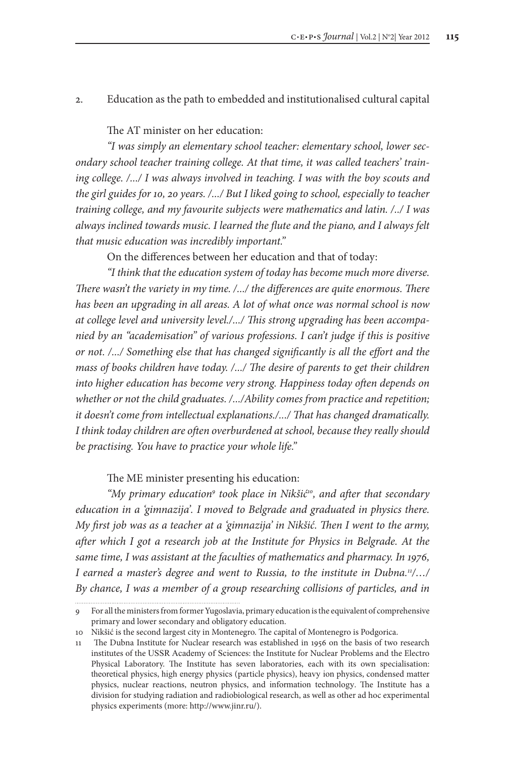2. Education as the path to embedded and institutionalised cultural capital

The AT minister on her education:

*"I was simply an elementary school teacher: elementary school, lower secondary school teacher training college. At that time, it was called teachers' training college. /.../ I was always involved in teaching. I was with the boy scouts and the girl guides for 10, 20 years. /.../ But I liked going to school, especially to teacher training college, and my favourite subjects were mathematics and latin. /../ I was always inclined towards music. I learned the flute and the piano, and I always felt that music education was incredibly important."*

On the differences between her education and that of today:

*"I think that the education system of today has become much more diverse. There wasn't the variety in my time. /.../ the differences are quite enormous. There has been an upgrading in all areas. A lot of what once was normal school is now at college level and university level./.../ This strong upgrading has been accompanied by an "academisation" of various professions. I can't judge if this is positive or not. /.../ Something else that has changed significantly is all the effort and the mass of books children have today. /.../ The desire of parents to get their children into higher education has become very strong. Happiness today often depends on whether or not the child graduates. /.../Ability comes from practice and repetition; it doesn't come from intellectual explanations./.../ That has changed dramatically. I think today children are often overburdened at school, because they really should be practising. You have to practice your whole life."*

The ME minister presenting his education:

*"My primary education[9] took place in Nikšić[10], and after that secondary education in a 'gimnazija'. I moved to Belgrade and graduated in physics there. My first job was as a teacher at a 'gimnazija' in Nikšić. Then I went to the army, after which I got a research job at the Institute for Physics in Belgrade. At the same time, I was assistant at the faculties of mathematics and pharmacy. In 1976, I earned a master's degree and went to Russia, to the institute in Dubna.[11]/…/ By chance, I was a member of a group researching collisions of particles, and in*

---

9 For all the ministers from former Yugoslavia, primary education is the equivalent of comprehensive primary and lower secondary and obligatory education.

10 Nikšić is the second largest city in Montenegro. The capital of Montenegro is Podgorica.

11 The Dubna Institute for Nuclear research was established in 1956 on the basis of two research institutes of the USSR Academy of Sciences: the Institute for Nuclear Problems and the Electro Physical Laboratory. The Institute has seven laboratories, each with its own specialisation: theoretical physics, high energy physics (particle physics), heavy ion physics, condensed matter physics, nuclear reactions, neutron physics, and information technology. The Institute has a division for studying radiation and radiobiological research, as well as other ad hoc experimental physics experiments (more: http://www.jinr.ru/).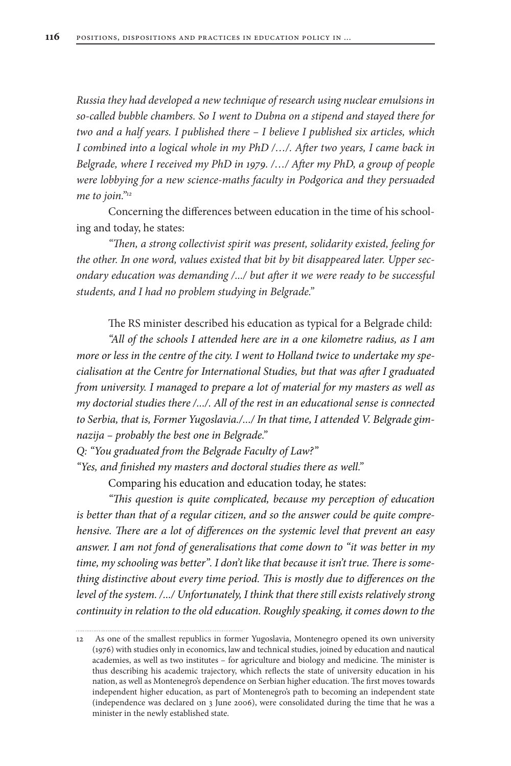*Russia they had developed a new technique of research using nuclear emulsions in so-called bubble chambers. So I went to Dubna on a stipend and stayed there for two and a half years. I published there – I believe I published six articles, which I combined into a logical whole in my PhD /…/. After two years, I came back in Belgrade, where I received my PhD in 1979. /…/ After my PhD, a group of people were lobbying for a new science-maths faculty in Podgorica and they persuaded me to join."*[12]

Concerning the differences between education in the time of his schooling and today, he states:

*"Then, a strong collectivist spirit was present, solidarity existed, feeling for the other. In one word, values existed that bit by bit disappeared later. Upper secondary education was demanding /.../ but after it we were ready to be successful students, and I had no problem studying in Belgrade."*

The RS minister described his education as typical for a Belgrade child:

*"All of the schools I attended here are in a one kilometre radius, as I am more or less in the centre of the city. I went to Holland twice to undertake my specialisation at the Centre for International Studies, but that was after I graduated from university. I managed to prepare a lot of material for my masters as well as my doctorial studies there /.../. All of the rest in an educational sense is connected to Serbia, that is, Former Yugoslavia./.../ In that time, I attended V. Belgrade gimnazija – probably the best one in Belgrade."*

*Q: "You graduated from the Belgrade Faculty of Law?"*

*"Yes, and finished my masters and doctoral studies there as well."*

Comparing his education and education today, he states:

*"This question is quite complicated, because my perception of education is better than that of a regular citizen, and so the answer could be quite comprehensive. There are a lot of differences on the systemic level that prevent an easy answer. I am not fond of generalisations that come down to "it was better in my time, my schooling was better". I don't like that because it isn't true. There is something distinctive about every time period. This is mostly due to differences on the level of the system. /.../ Unfortunately, I think that there still exists relatively strong continuity in relation to the old education. Roughly speaking, it comes down to the*

---

12 As one of the smallest republics in former Yugoslavia, Montenegro opened its own university (1976) with studies only in economics, law and technical studies, joined by education and nautical academies, as well as two institutes – for agriculture and biology and medicine. The minister is thus describing his academic trajectory, which reflects the state of university education in his nation, as well as Montenegro's dependence on Serbian higher education. The first moves towards independent higher education, as part of Montenegro's path to becoming an independent state (independence was declared on 3 June 2006), were consolidated during the time that he was a minister in the newly established state.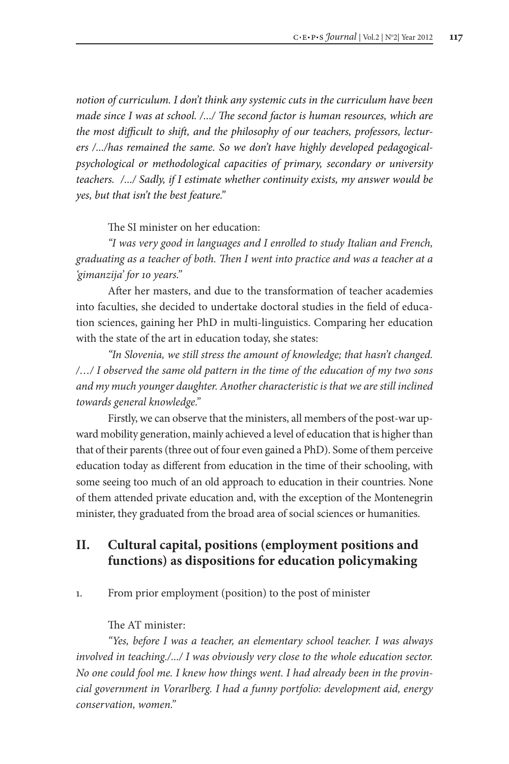*notion of curriculum. I don't think any systemic cuts in the curriculum have been made since I was at school. /.../ The second factor is human resources, which are the most difficult to shift, and the philosophy of our teachers, professors, lecturers /.../has remained the same. So we don't have highly developed pedagogical-psychological or methodological capacities of primary, secondary or university teachers. /.../ Sadly, if I estimate whether continuity exists, my answer would be yes, but that isn't the best feature."*

The SI minister on her education:

*"I was very good in languages and I enrolled to study Italian and French, graduating as a teacher of both. Then I went into practice and was a teacher at a 'gimanzija' for 10 years."*

After her masters, and due to the transformation of teacher academies into faculties, she decided to undertake doctoral studies in the field of education sciences, gaining her PhD in multi-linguistics. Comparing her education with the state of the art in education today, she states:

*"In Slovenia, we still stress the amount of knowledge; that hasn't changed. /…/ I observed the same old pattern in the time of the education of my two sons and my much younger daughter. Another characteristic is that we are still inclined towards general knowledge."*

Firstly, we can observe that the ministers, all members of the post-war upward mobility generation, mainly achieved a level of education that is higher than that of their parents (three out of four even gained a PhD). Some of them perceive education today as different from education in the time of their schooling, with some seeing too much of an old approach to education in their countries. None of them attended private education and, with the exception of the Montenegrin minister, they graduated from the broad area of social sciences or humanities.

## II. Cultural capital, positions (employment positions and functions) as dispositions for education policymaking

1. From prior employment (position) to the post of minister

The AT minister:

*"Yes, before I was a teacher, an elementary school teacher. I was always involved in teaching./.../ I was obviously very close to the whole education sector. No one could fool me. I knew how things went. I had already been in the provincial government in Vorarlberg. I had a funny portfolio: development aid, energy conservation, women."*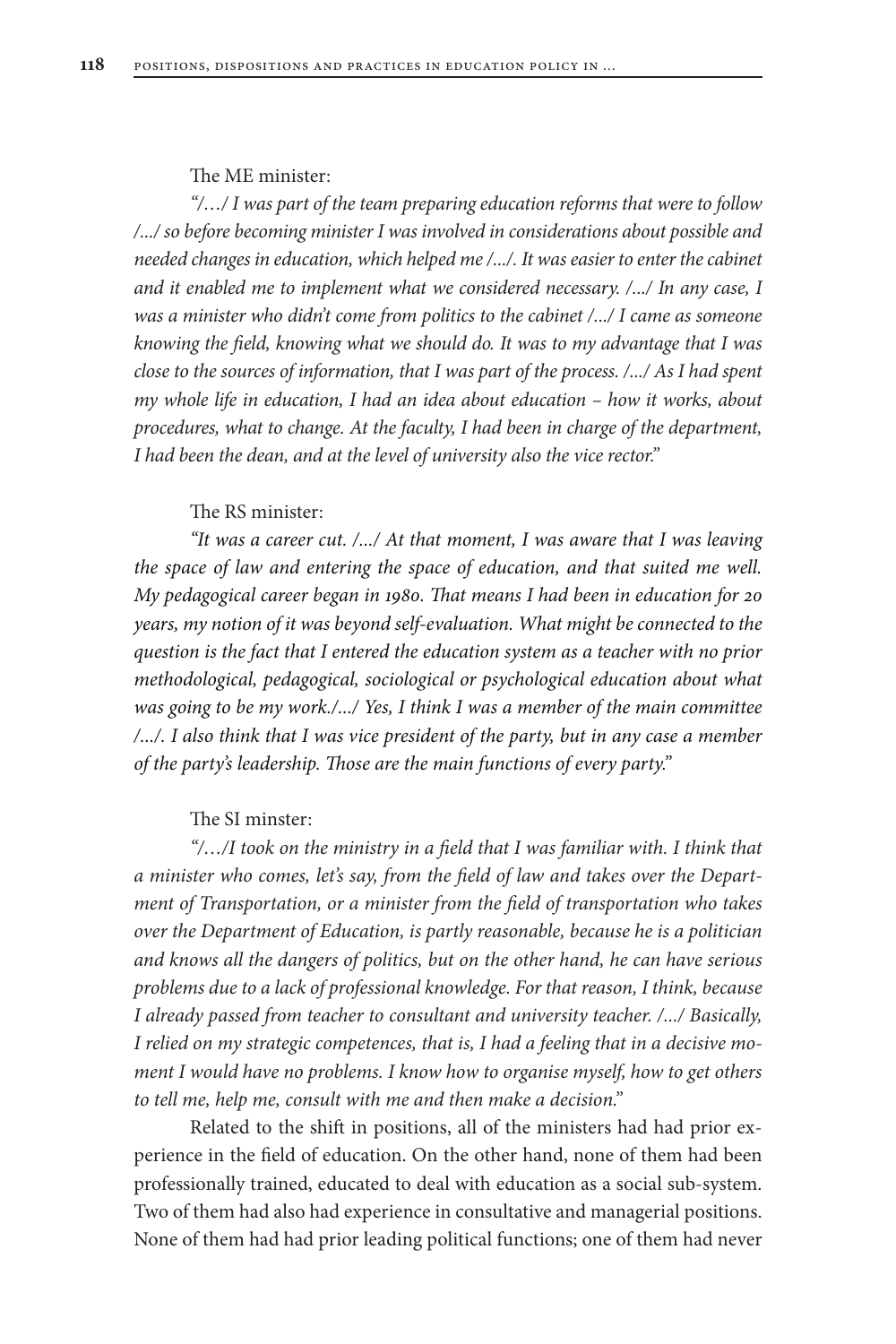The ME minister:

*"/…/ I was part of the team preparing education reforms that were to follow /.../ so before becoming minister I was involved in considerations about possible and needed changes in education, which helped me /.../. It was easier to enter the cabinet and it enabled me to implement what we considered necessary. /.../ In any case, I was a minister who didn't come from politics to the cabinet /.../ I came as someone knowing the field, knowing what we should do. It was to my advantage that I was close to the sources of information, that I was part of the process. /.../ As I had spent my whole life in education, I had an idea about education – how it works, about procedures, what to change. At the faculty, I had been in charge of the department, I had been the dean, and at the level of university also the vice rector."*

The RS minister:

*"It was a career cut. /.../ At that moment, I was aware that I was leaving the space of law and entering the space of education, and that suited me well. My pedagogical career began in 1980. That means I had been in education for 20 years, my notion of it was beyond self-evaluation. What might be connected to the question is the fact that I entered the education system as a teacher with no prior methodological, pedagogical, sociological or psychological education about what was going to be my work./.../ Yes, I think I was a member of the main committee /.../. I also think that I was vice president of the party, but in any case a member of the party's leadership. Those are the main functions of every party."*

The SI minster:

*"/…/I took on the ministry in a field that I was familiar with. I think that a minister who comes, let's say, from the field of law and takes over the Department of Transportation, or a minister from the field of transportation who takes over the Department of Education, is partly reasonable, because he is a politician and knows all the dangers of politics, but on the other hand, he can have serious problems due to a lack of professional knowledge. For that reason, I think, because I already passed from teacher to consultant and university teacher. /.../ Basically, I relied on my strategic competences, that is, I had a feeling that in a decisive moment I would have no problems. I know how to organise myself, how to get others to tell me, help me, consult with me and then make a decision."*

Related to the shift in positions, all of the ministers had had prior experience in the field of education. On the other hand, none of them had been professionally trained, educated to deal with education as a social sub-system. Two of them had also had experience in consultative and managerial positions. None of them had had prior leading political functions; one of them had never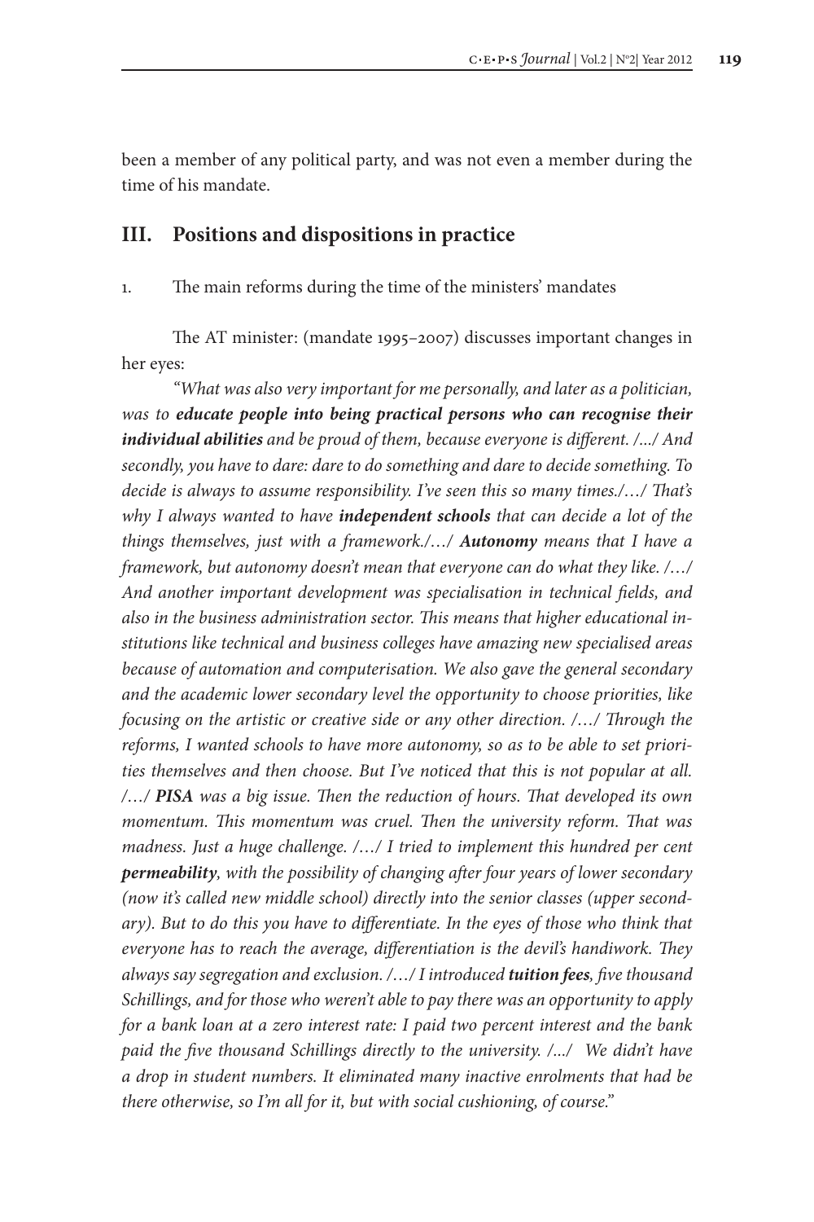been a member of any political party, and was not even a member during the time of his mandate.

## III. Positions and dispositions in practice

1. The main reforms during the time of the ministers' mandates

The AT minister: (mandate 1995–2007) discusses important changes in her eyes:

*"What was also very important for me personally, and later as a politician, was to **educate people into being practical persons who can recognise their individual abilities** and be proud of them, because everyone is different. /.../ And secondly, you have to dare: dare to do something and dare to decide something. To decide is always to assume responsibility. I've seen this so many times./…/ That's why I always wanted to have **independent schools** that can decide a lot of the things themselves, just with a framework./…/ **Autonomy** means that I have a framework, but autonomy doesn't mean that everyone can do what they like. /…/ And another important development was specialisation in technical fields, and also in the business administration sector. This means that higher educational institutions like technical and business colleges have amazing new specialised areas because of automation and computerisation. We also gave the general secondary and the academic lower secondary level the opportunity to choose priorities, like focusing on the artistic or creative side or any other direction. /…/ Through the reforms, I wanted schools to have more autonomy, so as to be able to set priorities themselves and then choose. But I've noticed that this is not popular at all. /…/ **PISA** was a big issue. Then the reduction of hours. That developed its own momentum. This momentum was cruel. Then the university reform. That was madness. Just a huge challenge. /…/ I tried to implement this hundred per cent **permeability**, with the possibility of changing after four years of lower secondary (now it's called new middle school) directly into the senior classes (upper secondary). But to do this you have to differentiate. In the eyes of those who think that everyone has to reach the average, differentiation is the devil's handiwork. They always say segregation and exclusion. /…/ I introduced **tuition fees**, five thousand Schillings, and for those who weren't able to pay there was an opportunity to apply for a bank loan at a zero interest rate: I paid two percent interest and the bank paid the five thousand Schillings directly to the university. /.../ We didn't have a drop in student numbers. It eliminated many inactive enrolments that had be there otherwise, so I'm all for it, but with social cushioning, of course."*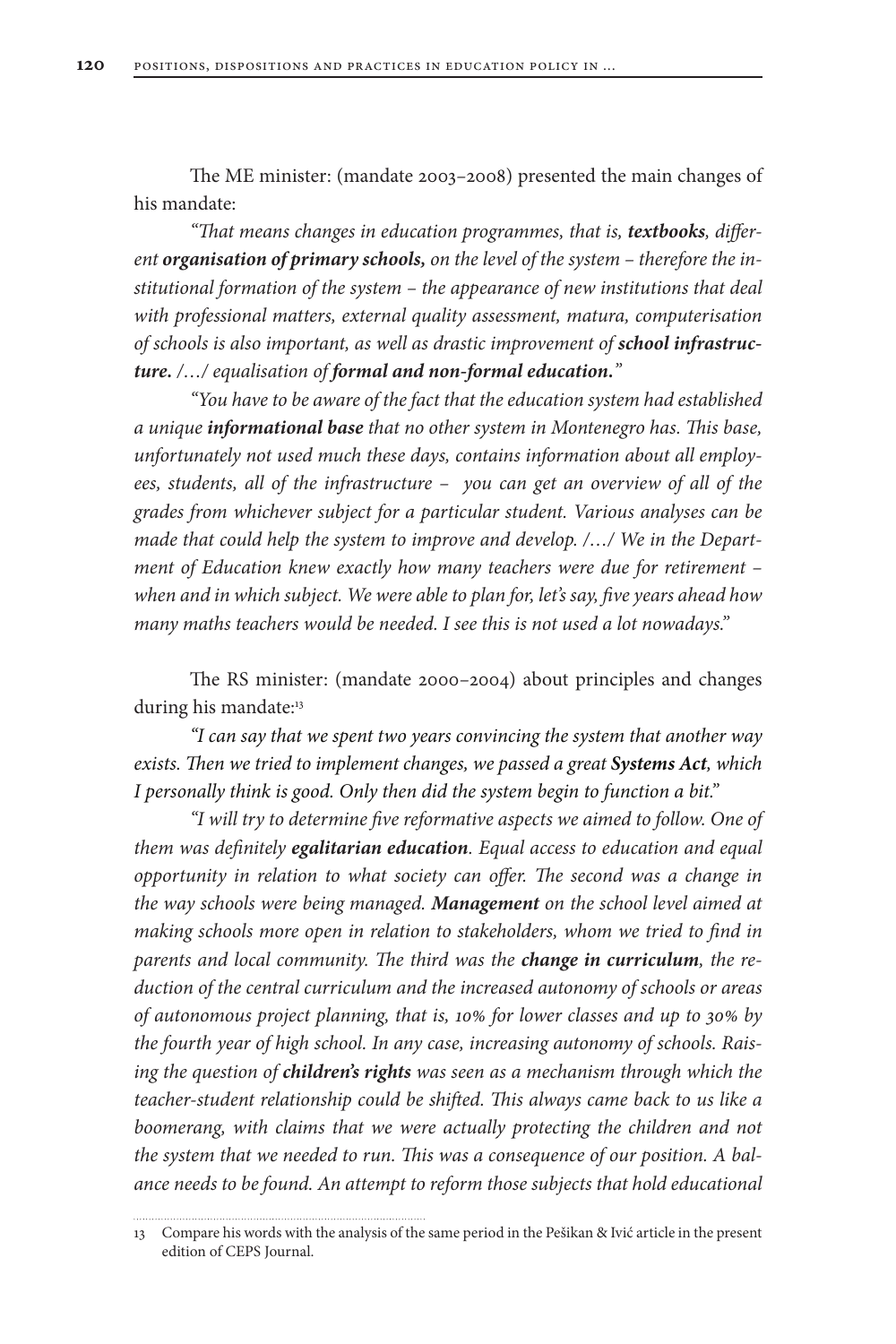The ME minister: (mandate 2003–2008) presented the main changes of his mandate:

*"That means changes in education programmes, that is, **textbooks**, different **organisation of primary schools,** on the level of the system – therefore the institutional formation of the system – the appearance of new institutions that deal with professional matters, external quality assessment, matura, computerisation of schools is also important, as well as drastic improvement of **school infrastructure.** /…/ equalisation of **formal and non-formal education.**"*

*"You have to be aware of the fact that the education system had established a unique **informational base** that no other system in Montenegro has. This base, unfortunately not used much these days, contains information about all employees, students, all of the infrastructure – you can get an overview of all of the grades from whichever subject for a particular student. Various analyses can be made that could help the system to improve and develop. /…/ We in the Department of Education knew exactly how many teachers were due for retirement – when and in which subject. We were able to plan for, let's say, five years ahead how many maths teachers would be needed. I see this is not used a lot nowadays."*

The RS minister: (mandate 2000–2004) about principles and changes during his mandate:[13]

*"I can say that we spent two years convincing the system that another way exists. Then we tried to implement changes, we passed a great **Systems Act**, which I personally think is good. Only then did the system begin to function a bit."*

*"I will try to determine five reformative aspects we aimed to follow. One of them was definitely **egalitarian education**. Equal access to education and equal opportunity in relation to what society can offer. The second was a change in the way schools were being managed. **Management** on the school level aimed at making schools more open in relation to stakeholders, whom we tried to find in parents and local community. The third was the **change in curriculum**, the reduction of the central curriculum and the increased autonomy of schools or areas of autonomous project planning, that is, 10% for lower classes and up to 30% by the fourth year of high school. In any case, increasing autonomy of schools. Raising the question of **children's rights** was seen as a mechanism through which the teacher-student relationship could be shifted. This always came back to us like a boomerang, with claims that we were actually protecting the children and not the system that we needed to run. This was a consequence of our position. A balance needs to be found. An attempt to reform those subjects that hold educational*

13 Compare his words with the analysis of the same period in the Pešikan & Ivić article in the present edition of CEPS Journal.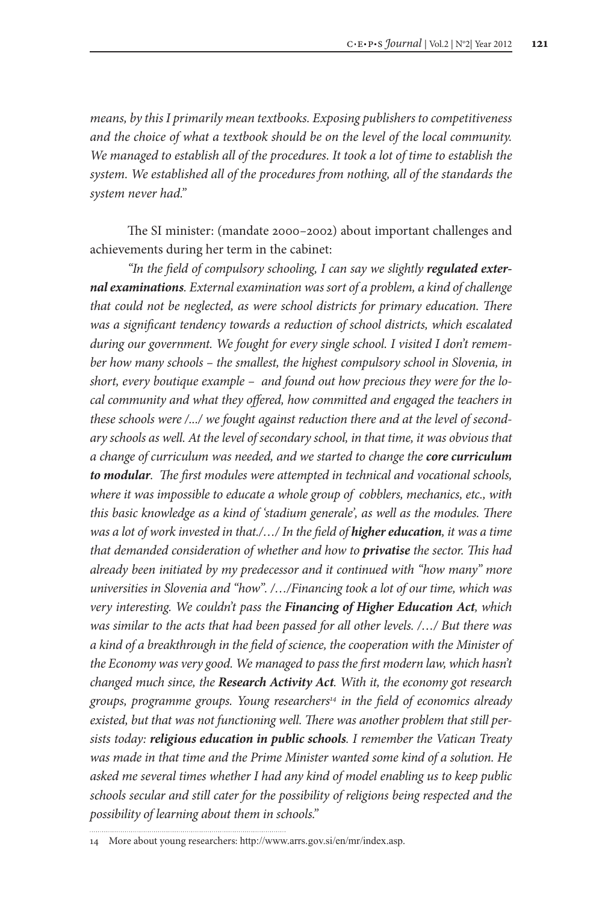*means, by this I primarily mean textbooks. Exposing publishers to competitiveness and the choice of what a textbook should be on the level of the local community. We managed to establish all of the procedures. It took a lot of time to establish the system. We established all of the procedures from nothing, all of the standards the system never had."*

The SI minister: (mandate 2000–2002) about important challenges and achievements during her term in the cabinet:

*"In the field of compulsory schooling, I can say we slightly* ***regulated external examinations****. External examination was sort of a problem, a kind of challenge that could not be neglected, as were school districts for primary education. There was a significant tendency towards a reduction of school districts, which escalated during our government. We fought for every single school. I visited I don't remember how many schools – the smallest, the highest compulsory school in Slovenia, in short, every boutique example – and found out how precious they were for the local community and what they offered, how committed and engaged the teachers in these schools were /.../ we fought against reduction there and at the level of secondary schools as well. At the level of secondary school, in that time, it was obvious that a change of curriculum was needed, and we started to change the* ***core curriculum to modular****. The first modules were attempted in technical and vocational schools, where it was impossible to educate a whole group of cobblers, mechanics, etc., with this basic knowledge as a kind of 'stadium generale', as well as the modules. There was a lot of work invested in that./…/ In the field of* ***higher education****, it was a time that demanded consideration of whether and how to* ***privatise*** *the sector. This had already been initiated by my predecessor and it continued with "how many" more universities in Slovenia and "how". /…/Financing took a lot of our time, which was very interesting. We couldn't pass the* ***Financing of Higher Education Act****, which was similar to the acts that had been passed for all other levels. /…/ But there was a kind of a breakthrough in the field of science, the cooperation with the Minister of the Economy was very good. We managed to pass the first modern law, which hasn't changed much since, the* ***Research Activity Act****. With it, the economy got research groups, programme groups. Young researchers*[14] *in the field of economics already existed, but that was not functioning well. There was another problem that still persists today:* ***religious education in public schools****. I remember the Vatican Treaty was made in that time and the Prime Minister wanted some kind of a solution. He asked me several times whether I had any kind of model enabling us to keep public schools secular and still cater for the possibility of religions being respected and the possibility of learning about them in schools."*

14 More about young researchers: http://www.arrs.gov.si/en/mr/index.asp.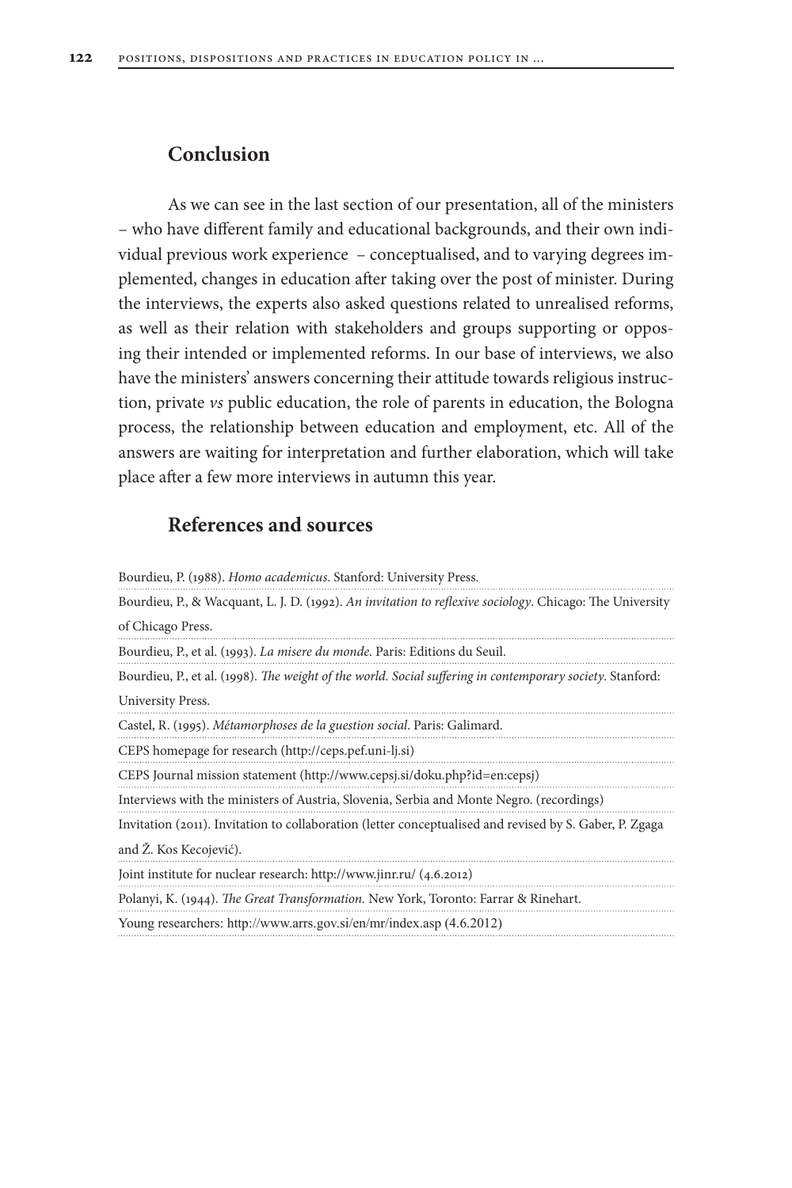## Conclusion

As we can see in the last section of our presentation, all of the ministers – who have different family and educational backgrounds, and their own individual previous work experience – conceptualised, and to varying degrees implemented, changes in education after taking over the post of minister. During the interviews, the experts also asked questions related to unrealised reforms, as well as their relation with stakeholders and groups supporting or opposing their intended or implemented reforms. In our base of interviews, we also have the ministers' answers concerning their attitude towards religious instruction, private *vs* public education, the role of parents in education, the Bologna process, the relationship between education and employment, etc. All of the answers are waiting for interpretation and further elaboration, which will take place after a few more interviews in autumn this year.

## References and sources

Bourdieu, P. (1988). *Homo academicus*. Stanford: University Press.

Bourdieu, P., & Wacquant, L. J. D. (1992). *An invitation to reflexive sociology*. Chicago: The University of Chicago Press.

Bourdieu, P., et al. (1993). *La misere du monde*. Paris: Editions du Seuil.

Bourdieu, P., et al. (1998). *The weight of the world. Social suffering in contemporary society*. Stanford: University Press.

Castel, R. (1995). *Métamorphoses de la guestion social*. Paris: Galimard.

CEPS homepage for research (http://ceps.pef.uni-lj.si)

CEPS Journal mission statement (http://www.cepsj.si/doku.php?id=en:cepsj)

Interviews with the ministers of Austria, Slovenia, Serbia and Monte Negro. (recordings)

Invitation (2011). Invitation to collaboration (letter conceptualised and revised by S. Gaber, P. Zgaga and Ž. Kos Kecojević).

Joint institute for nuclear research: http://www.jinr.ru/ (4.6.2012)

Polanyi, K. (1944). *The Great Transformation.* New York, Toronto: Farrar & Rinehart.

Young researchers: http://www.arrs.gov.si/en/mr/index.asp (4.6.2012)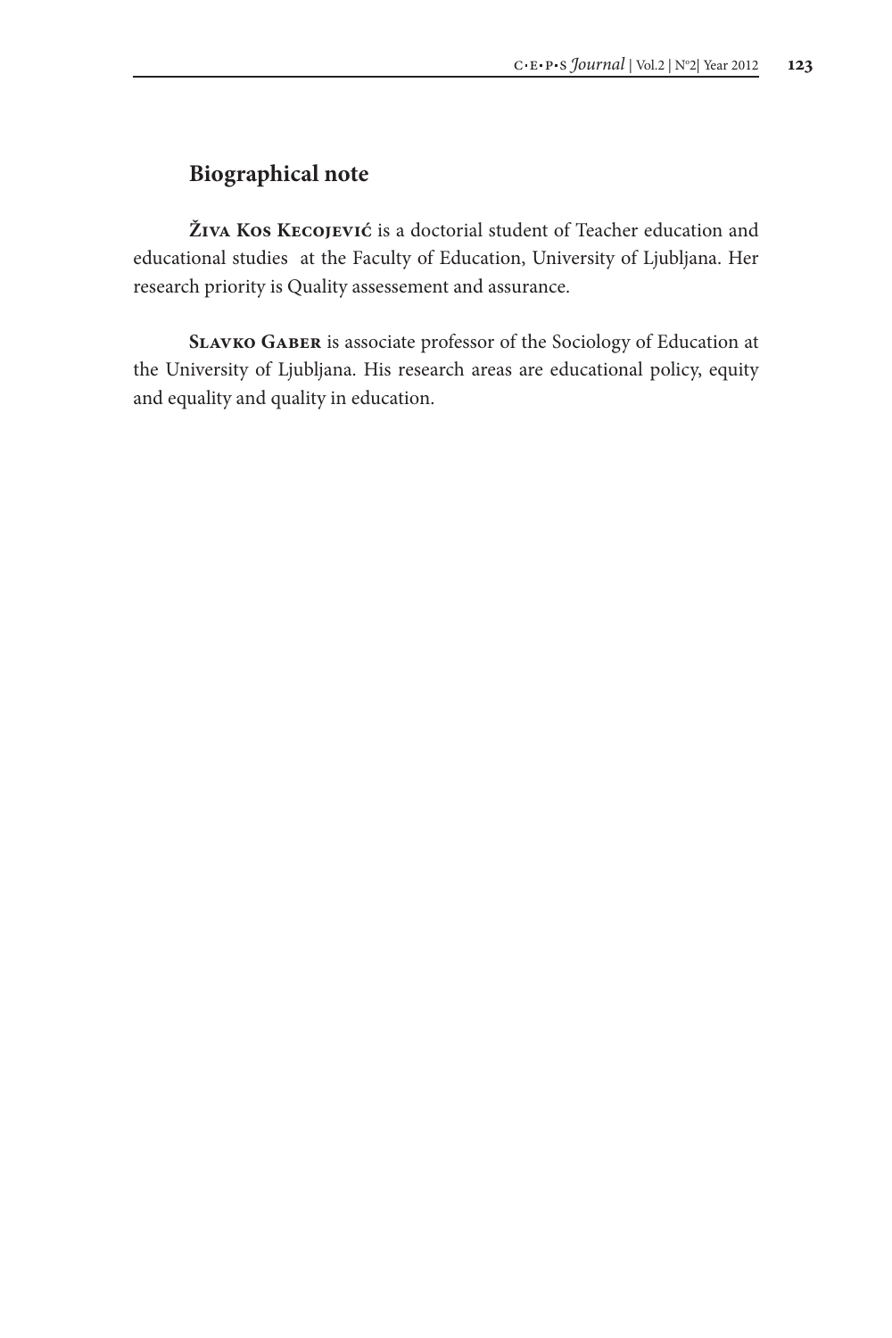## Biographical note

**Živa Kos Kecojević** is a doctorial student of Teacher education and educational studies at the Faculty of Education, University of Ljubljana. Her research priority is Quality assessement and assurance.

**Slavko Gaber** is associate professor of the Sociology of Education at the University of Ljubljana. His research areas are educational policy, equity and equality and quality in education.